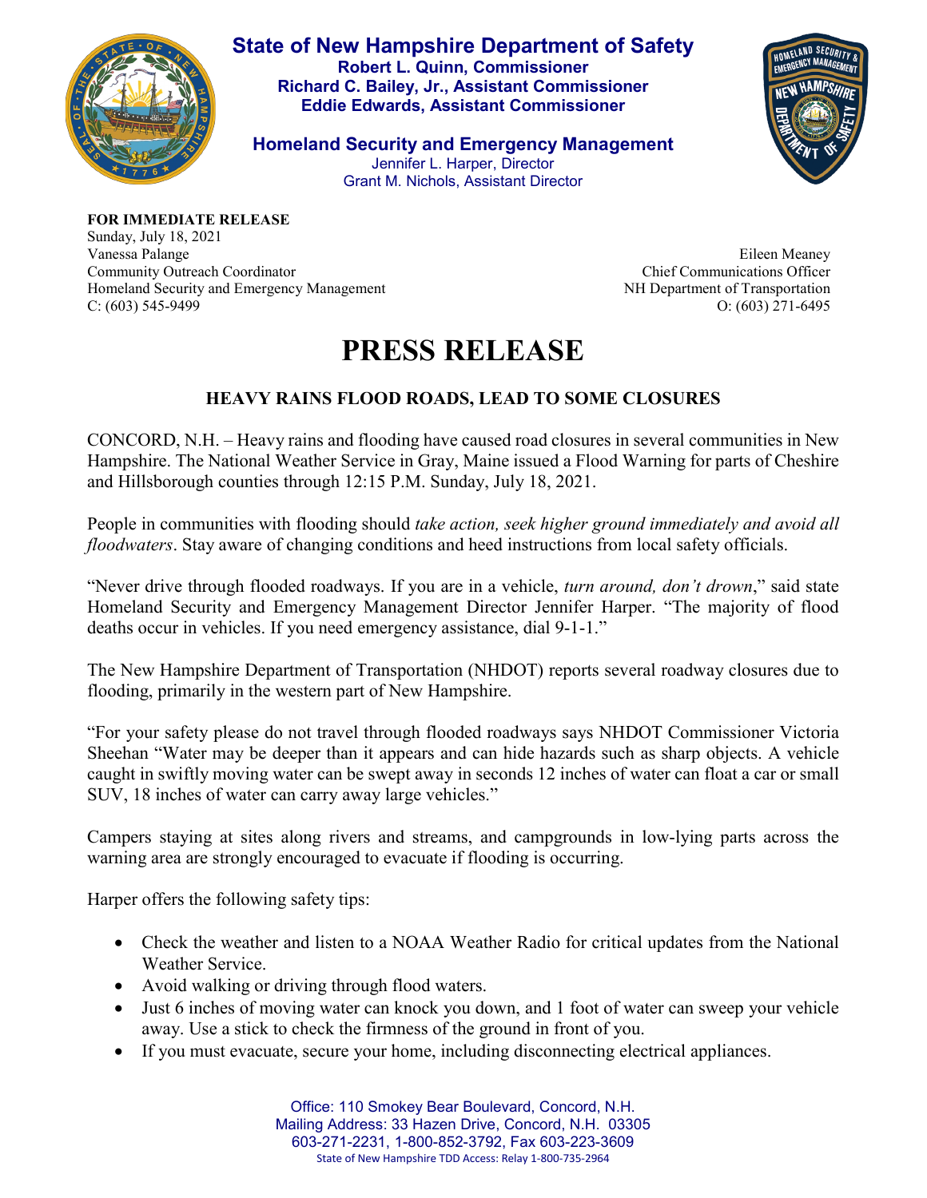# State of New Hampshire Department of Safety

**Robert L. Quinn, Commissioner**
**Richard C. Bailey, Jr., Assistant Commissioner**
**Eddie Edwards, Assistant Commissioner**

**Homeland Security and Emergency Management**
Jennifer L. Harper, Director
Grant M. Nichols, Assistant Director

**FOR IMMEDIATE RELEASE**
Sunday, July 18, 2021
Vanessa Palange
Community Outreach Coordinator
Homeland Security and Emergency Management
C: (603) 545-9499

Eileen Meaney
Chief Communications Officer
NH Department of Transportation
O: (603) 271-6495

# PRESS RELEASE

## HEAVY RAINS FLOOD ROADS, LEAD TO SOME CLOSURES

CONCORD, N.H. – Heavy rains and flooding have caused road closures in several communities in New Hampshire. The National Weather Service in Gray, Maine issued a Flood Warning for parts of Cheshire and Hillsborough counties through 12:15 P.M. Sunday, July 18, 2021.

People in communities with flooding should *take action, seek higher ground immediately and avoid all floodwaters*. Stay aware of changing conditions and heed instructions from local safety officials.

"Never drive through flooded roadways. If you are in a vehicle, *turn around, don't drown*," said state Homeland Security and Emergency Management Director Jennifer Harper. "The majority of flood deaths occur in vehicles. If you need emergency assistance, dial 9-1-1."

The New Hampshire Department of Transportation (NHDOT) reports several roadway closures due to flooding, primarily in the western part of New Hampshire.

"For your safety please do not travel through flooded roadways says NHDOT Commissioner Victoria Sheehan "Water may be deeper than it appears and can hide hazards such as sharp objects. A vehicle caught in swiftly moving water can be swept away in seconds 12 inches of water can float a car or small SUV, 18 inches of water can carry away large vehicles."

Campers staying at sites along rivers and streams, and campgrounds in low-lying parts across the warning area are strongly encouraged to evacuate if flooding is occurring.

Harper offers the following safety tips:

- Check the weather and listen to a NOAA Weather Radio for critical updates from the National Weather Service.
- Avoid walking or driving through flood waters.
- Just 6 inches of moving water can knock you down, and 1 foot of water can sweep your vehicle away. Use a stick to check the firmness of the ground in front of you.
- If you must evacuate, secure your home, including disconnecting electrical appliances.

Office: 110 Smokey Bear Boulevard, Concord, N.H.
Mailing Address: 33 Hazen Drive, Concord, N.H. 03305
603-271-2231, 1-800-852-3792, Fax 603-223-3609
State of New Hampshire TDD Access: Relay 1-800-735-2964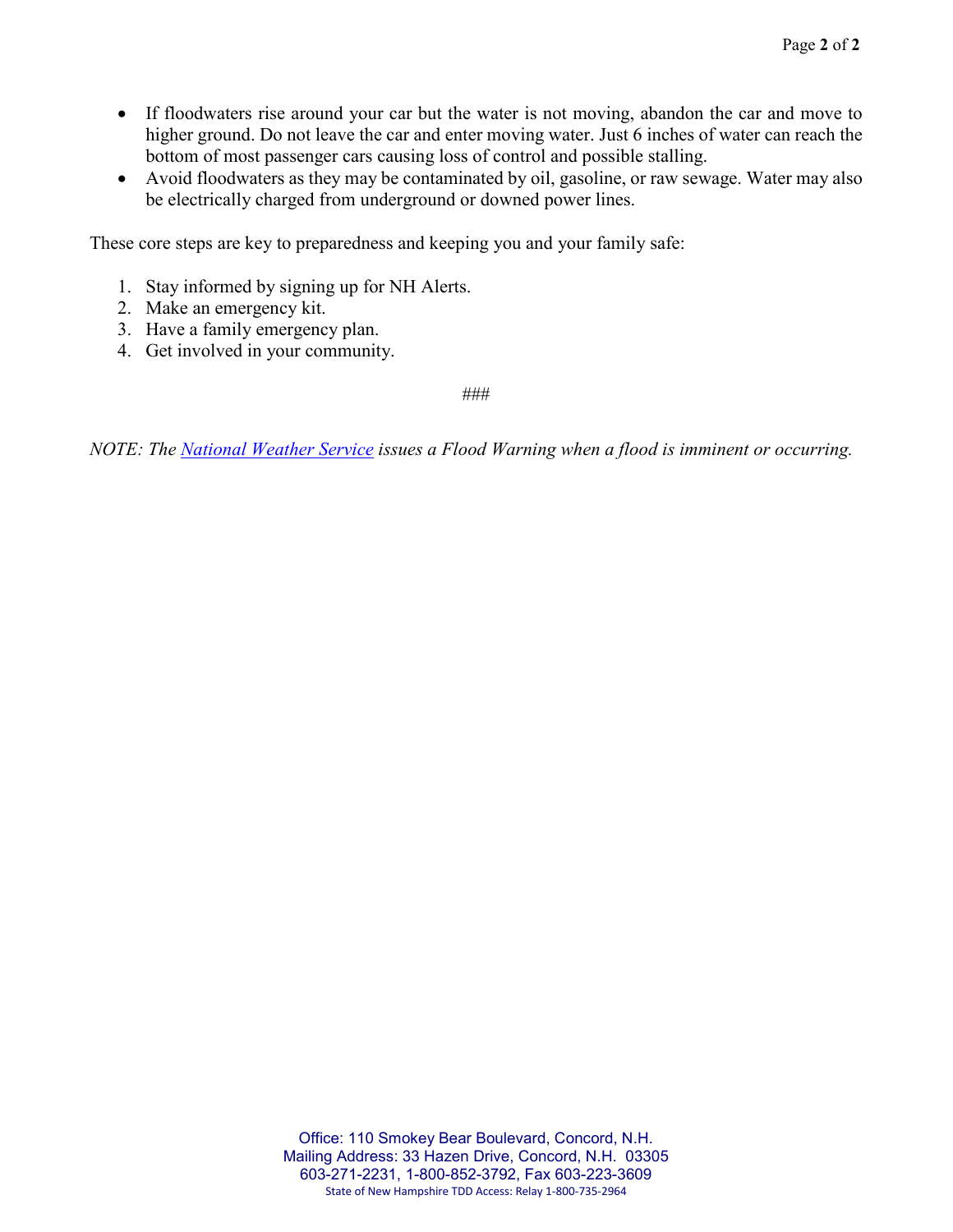- If floodwaters rise around your car but the water is not moving, abandon the car and move to higher ground. Do not leave the car and enter moving water. Just 6 inches of water can reach the bottom of most passenger cars causing loss of control and possible stalling.
- Avoid floodwaters as they may be contaminated by oil, gasoline, or raw sewage. Water may also be electrically charged from underground or downed power lines.

These core steps are key to preparedness and keeping you and your family safe:

1. Stay informed by signing up for NH Alerts.
2. Make an emergency kit.
3. Have a family emergency plan.
4. Get involved in your community.

###

*NOTE: The National Weather Service issues a Flood Warning when a flood is imminent or occurring.*

Office: 110 Smokey Bear Boulevard, Concord, N.H.
Mailing Address: 33 Hazen Drive, Concord, N.H. 03305
603-271-2231, 1-800-852-3792, Fax 603-223-3609
State of New Hampshire TDD Access: Relay 1-800-735-2964